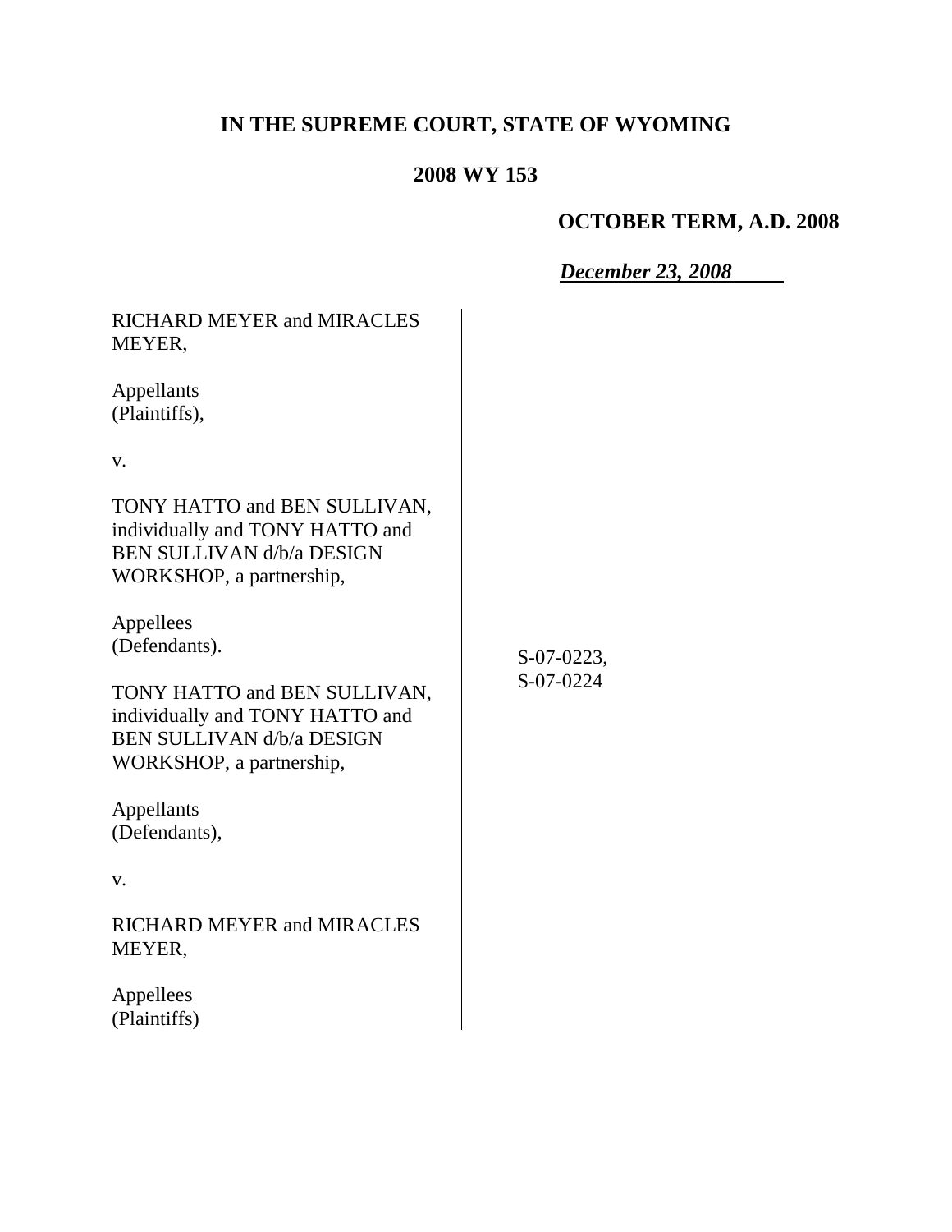# IN THE SUPREME COURT, STATE OF WYOMING

## 2008 WY 153

**OCTOBER TERM, A.D. 2008**

***December 23, 2008***

| | |
|---|---|
| RICHARD MEYER and MIRACLES MEYER,<br><br>Appellants<br>(Plaintiffs),<br><br>v.<br><br>TONY HATTO and BEN SULLIVAN, individually and TONY HATTO and BEN SULLIVAN d/b/a DESIGN WORKSHOP, a partnership,<br><br>Appellees<br>(Defendants).<br><br>TONY HATTO and BEN SULLIVAN, individually and TONY HATTO and BEN SULLIVAN d/b/a DESIGN WORKSHOP, a partnership,<br><br>Appellants<br>(Defendants),<br><br>v.<br><br>RICHARD MEYER and MIRACLES MEYER,<br><br>Appellees<br>(Plaintiffs) | S-07-0223,<br>S-07-0224 |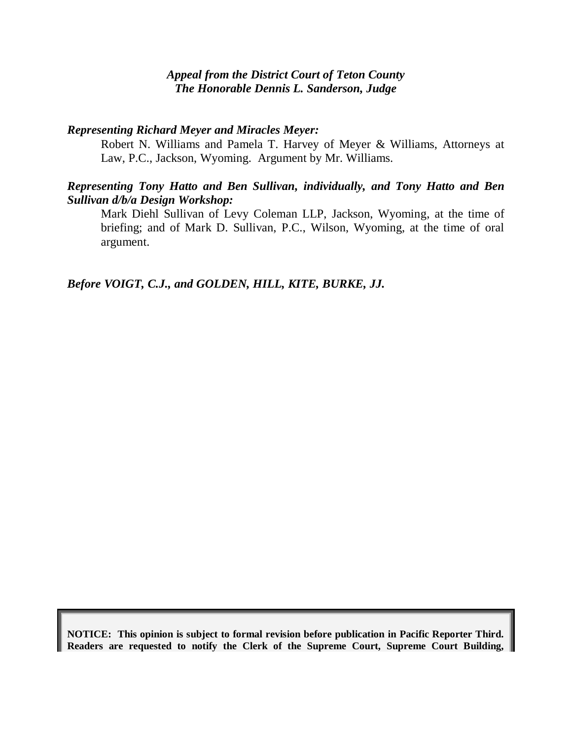*Appeal from the District Court of Teton County*
*The Honorable Dennis L. Sanderson, Judge*

***Representing Richard Meyer and Miracles Meyer:***

Robert N. Williams and Pamela T. Harvey of Meyer & Williams, Attorneys at Law, P.C., Jackson, Wyoming. Argument by Mr. Williams.

***Representing Tony Hatto and Ben Sullivan, individually, and Tony Hatto and Ben Sullivan d/b/a Design Workshop:***

Mark Diehl Sullivan of Levy Coleman LLP, Jackson, Wyoming, at the time of briefing; and of Mark D. Sullivan, P.C., Wilson, Wyoming, at the time of oral argument.

***Before VOIGT, C.J., and GOLDEN, HILL, KITE, BURKE, JJ.***

**NOTICE: This opinion is subject to formal revision before publication in Pacific Reporter Third. Readers are requested to notify the Clerk of the Supreme Court, Supreme Court Building,**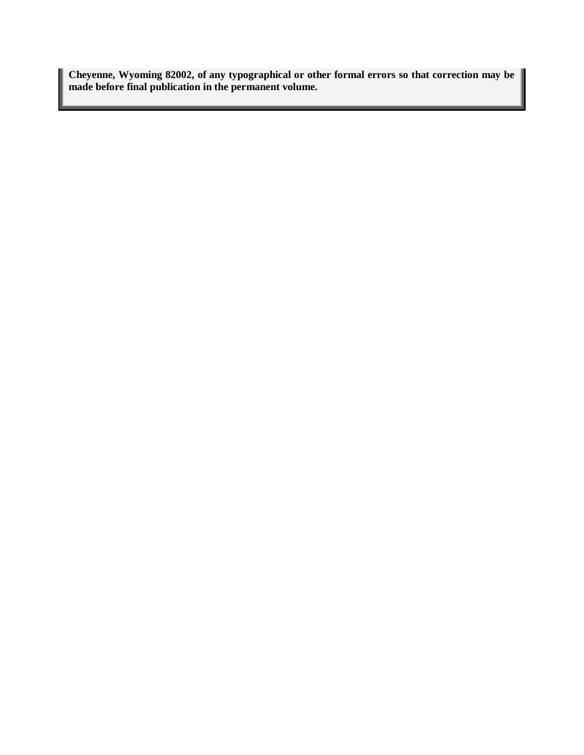**Cheyenne, Wyoming 82002, of any typographical or other formal errors so that correction may be made before final publication in the permanent volume.**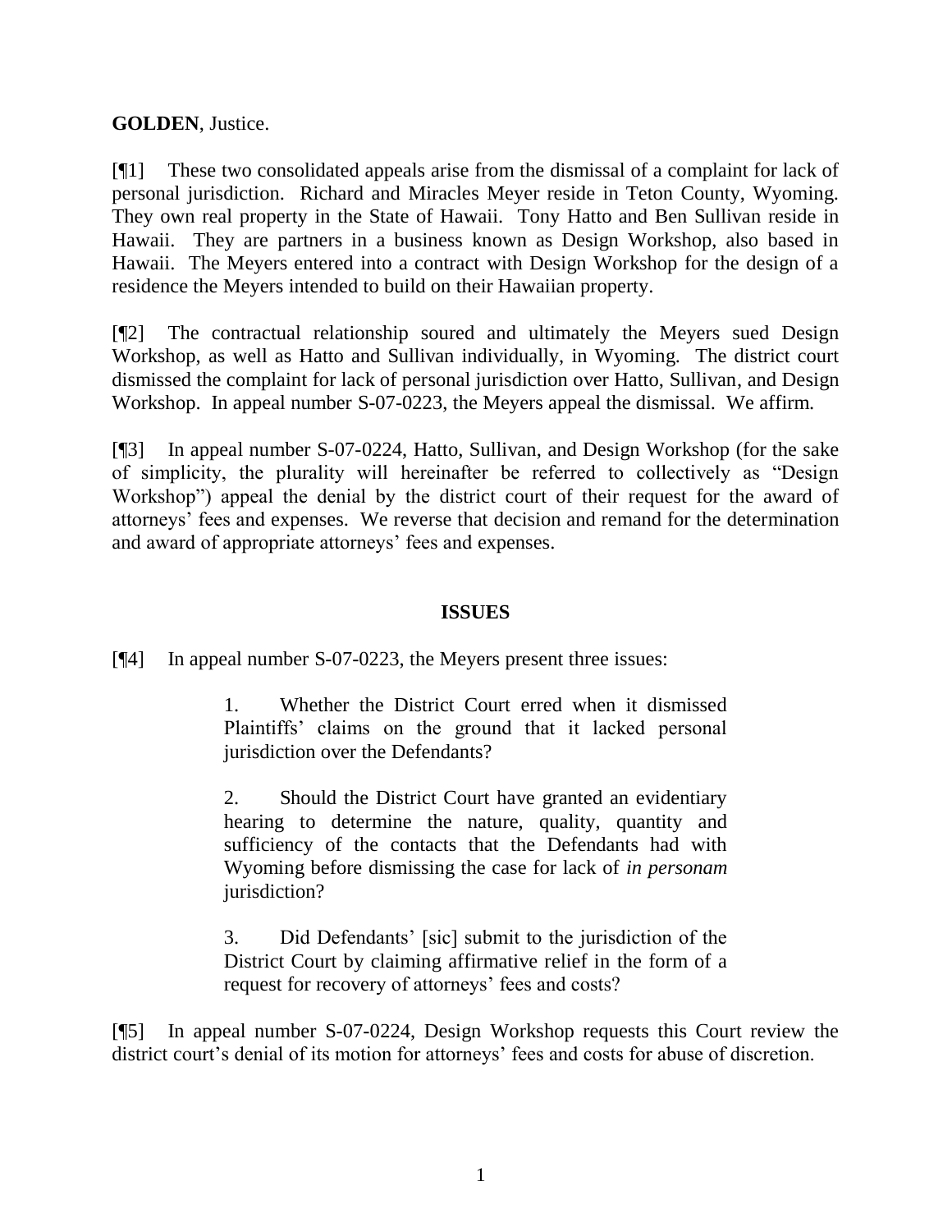**GOLDEN**, Justice.

[¶1] These two consolidated appeals arise from the dismissal of a complaint for lack of personal jurisdiction. Richard and Miracles Meyer reside in Teton County, Wyoming. They own real property in the State of Hawaii. Tony Hatto and Ben Sullivan reside in Hawaii. They are partners in a business known as Design Workshop, also based in Hawaii. The Meyers entered into a contract with Design Workshop for the design of a residence the Meyers intended to build on their Hawaiian property.

[¶2] The contractual relationship soured and ultimately the Meyers sued Design Workshop, as well as Hatto and Sullivan individually, in Wyoming. The district court dismissed the complaint for lack of personal jurisdiction over Hatto, Sullivan, and Design Workshop. In appeal number S-07-0223, the Meyers appeal the dismissal. We affirm.

[¶3] In appeal number S-07-0224, Hatto, Sullivan, and Design Workshop (for the sake of simplicity, the plurality will hereinafter be referred to collectively as "Design Workshop") appeal the denial by the district court of their request for the award of attorneys' fees and expenses. We reverse that decision and remand for the determination and award of appropriate attorneys' fees and expenses.

## ISSUES

[¶4] In appeal number S-07-0223, the Meyers present three issues:

> 1. Whether the District Court erred when it dismissed Plaintiffs' claims on the ground that it lacked personal jurisdiction over the Defendants?
>
> 2. Should the District Court have granted an evidentiary hearing to determine the nature, quality, quantity and sufficiency of the contacts that the Defendants had with Wyoming before dismissing the case for lack of *in personam* jurisdiction?
>
> 3. Did Defendants' [sic] submit to the jurisdiction of the District Court by claiming affirmative relief in the form of a request for recovery of attorneys' fees and costs?

[¶5] In appeal number S-07-0224, Design Workshop requests this Court review the district court's denial of its motion for attorneys' fees and costs for abuse of discretion.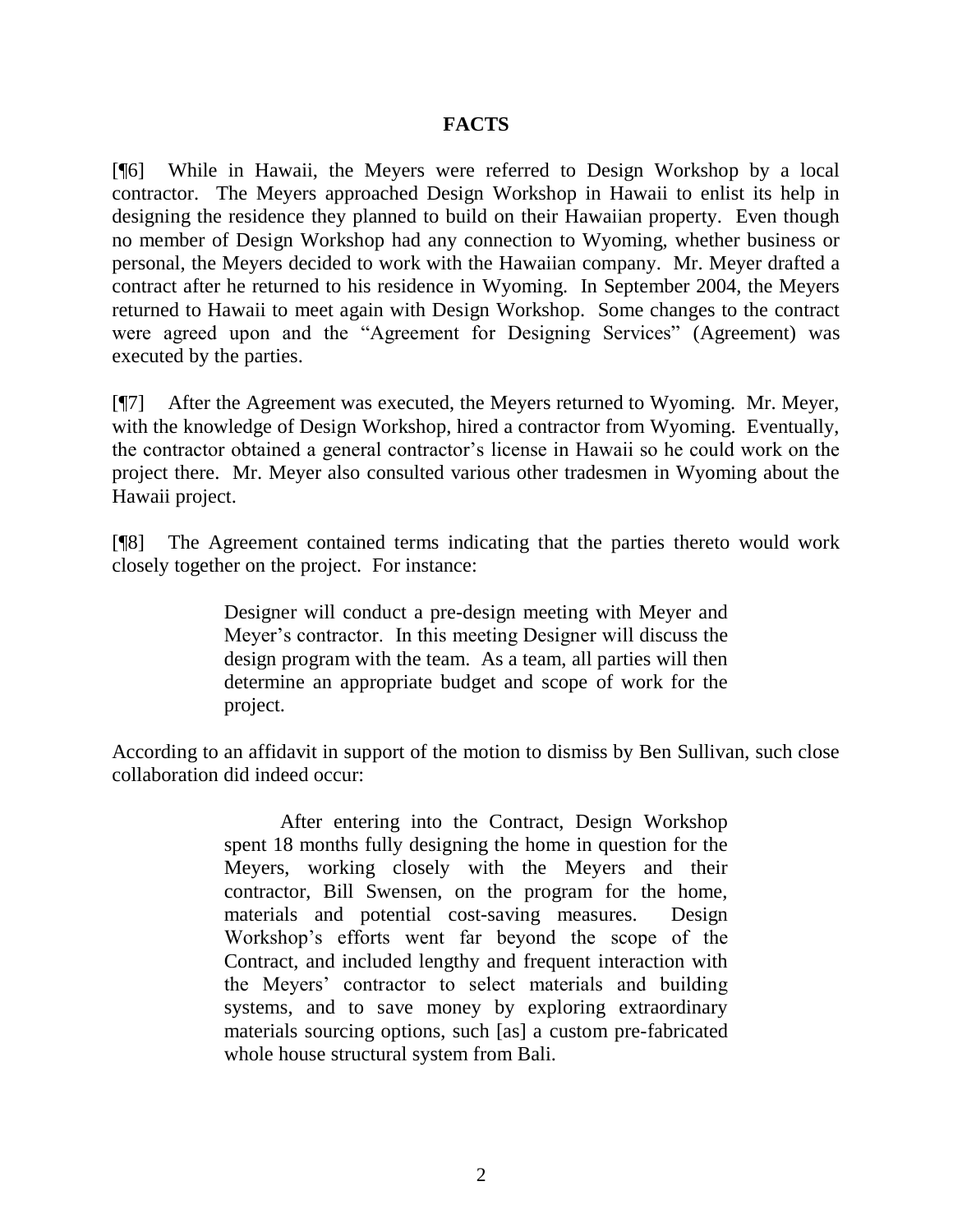## FACTS

[¶6] While in Hawaii, the Meyers were referred to Design Workshop by a local contractor. The Meyers approached Design Workshop in Hawaii to enlist its help in designing the residence they planned to build on their Hawaiian property. Even though no member of Design Workshop had any connection to Wyoming, whether business or personal, the Meyers decided to work with the Hawaiian company. Mr. Meyer drafted a contract after he returned to his residence in Wyoming. In September 2004, the Meyers returned to Hawaii to meet again with Design Workshop. Some changes to the contract were agreed upon and the "Agreement for Designing Services" (Agreement) was executed by the parties.

[¶7] After the Agreement was executed, the Meyers returned to Wyoming. Mr. Meyer, with the knowledge of Design Workshop, hired a contractor from Wyoming. Eventually, the contractor obtained a general contractor's license in Hawaii so he could work on the project there. Mr. Meyer also consulted various other tradesmen in Wyoming about the Hawaii project.

[¶8] The Agreement contained terms indicating that the parties thereto would work closely together on the project. For instance:

> Designer will conduct a pre-design meeting with Meyer and Meyer's contractor. In this meeting Designer will discuss the design program with the team. As a team, all parties will then determine an appropriate budget and scope of work for the project.

According to an affidavit in support of the motion to dismiss by Ben Sullivan, such close collaboration did indeed occur:

> After entering into the Contract, Design Workshop spent 18 months fully designing the home in question for the Meyers, working closely with the Meyers and their contractor, Bill Swensen, on the program for the home, materials and potential cost-saving measures. Design Workshop's efforts went far beyond the scope of the Contract, and included lengthy and frequent interaction with the Meyers' contractor to select materials and building systems, and to save money by exploring extraordinary materials sourcing options, such [as] a custom pre-fabricated whole house structural system from Bali.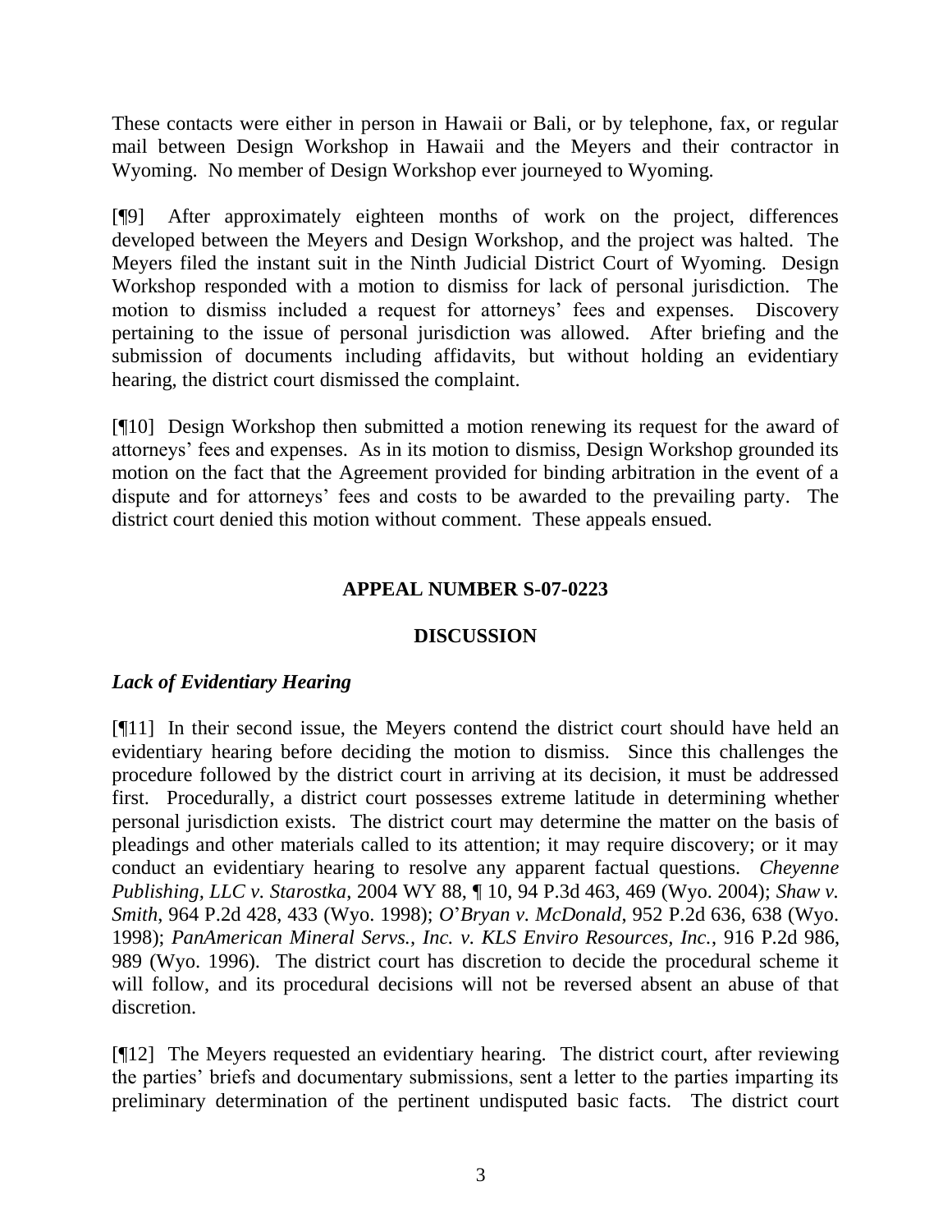These contacts were either in person in Hawaii or Bali, or by telephone, fax, or regular mail between Design Workshop in Hawaii and the Meyers and their contractor in Wyoming. No member of Design Workshop ever journeyed to Wyoming.

[¶9] After approximately eighteen months of work on the project, differences developed between the Meyers and Design Workshop, and the project was halted. The Meyers filed the instant suit in the Ninth Judicial District Court of Wyoming. Design Workshop responded with a motion to dismiss for lack of personal jurisdiction. The motion to dismiss included a request for attorneys' fees and expenses. Discovery pertaining to the issue of personal jurisdiction was allowed. After briefing and the submission of documents including affidavits, but without holding an evidentiary hearing, the district court dismissed the complaint.

[¶10] Design Workshop then submitted a motion renewing its request for the award of attorneys' fees and expenses. As in its motion to dismiss, Design Workshop grounded its motion on the fact that the Agreement provided for binding arbitration in the event of a dispute and for attorneys' fees and costs to be awarded to the prevailing party. The district court denied this motion without comment. These appeals ensued.

## APPEAL NUMBER S-07-0223

## DISCUSSION

### *Lack of Evidentiary Hearing*

[¶11] In their second issue, the Meyers contend the district court should have held an evidentiary hearing before deciding the motion to dismiss. Since this challenges the procedure followed by the district court in arriving at its decision, it must be addressed first. Procedurally, a district court possesses extreme latitude in determining whether personal jurisdiction exists. The district court may determine the matter on the basis of pleadings and other materials called to its attention; it may require discovery; or it may conduct an evidentiary hearing to resolve any apparent factual questions. *Cheyenne Publishing, LLC v. Starostka*, 2004 WY 88, ¶ 10, 94 P.3d 463, 469 (Wyo. 2004); *Shaw v. Smith*, 964 P.2d 428, 433 (Wyo. 1998); *O'Bryan v. McDonald*, 952 P.2d 636, 638 (Wyo. 1998); *PanAmerican Mineral Servs., Inc. v. KLS Enviro Resources, Inc.*, 916 P.2d 986, 989 (Wyo. 1996). The district court has discretion to decide the procedural scheme it will follow, and its procedural decisions will not be reversed absent an abuse of that discretion.

[¶12] The Meyers requested an evidentiary hearing. The district court, after reviewing the parties' briefs and documentary submissions, sent a letter to the parties imparting its preliminary determination of the pertinent undisputed basic facts. The district court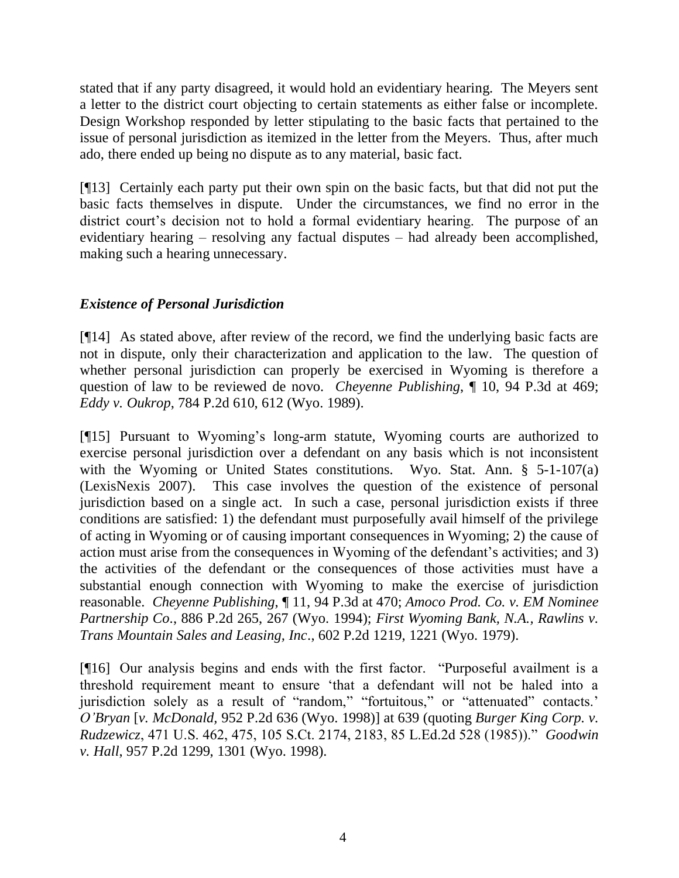stated that if any party disagreed, it would hold an evidentiary hearing. The Meyers sent a letter to the district court objecting to certain statements as either false or incomplete. Design Workshop responded by letter stipulating to the basic facts that pertained to the issue of personal jurisdiction as itemized in the letter from the Meyers. Thus, after much ado, there ended up being no dispute as to any material, basic fact.

[¶13] Certainly each party put their own spin on the basic facts, but that did not put the basic facts themselves in dispute. Under the circumstances, we find no error in the district court's decision not to hold a formal evidentiary hearing. The purpose of an evidentiary hearing – resolving any factual disputes – had already been accomplished, making such a hearing unnecessary.

### *Existence of Personal Jurisdiction*

[¶14] As stated above, after review of the record, we find the underlying basic facts are not in dispute, only their characterization and application to the law. The question of whether personal jurisdiction can properly be exercised in Wyoming is therefore a question of law to be reviewed de novo. *Cheyenne Publishing*, ¶ 10, 94 P.3d at 469; *Eddy v. Oukrop*, 784 P.2d 610, 612 (Wyo. 1989).

[¶15] Pursuant to Wyoming's long-arm statute, Wyoming courts are authorized to exercise personal jurisdiction over a defendant on any basis which is not inconsistent with the Wyoming or United States constitutions. Wyo. Stat. Ann. § 5-1-107(a) (LexisNexis 2007). This case involves the question of the existence of personal jurisdiction based on a single act. In such a case, personal jurisdiction exists if three conditions are satisfied: 1) the defendant must purposefully avail himself of the privilege of acting in Wyoming or of causing important consequences in Wyoming; 2) the cause of action must arise from the consequences in Wyoming of the defendant's activities; and 3) the activities of the defendant or the consequences of those activities must have a substantial enough connection with Wyoming to make the exercise of jurisdiction reasonable. *Cheyenne Publishing*, ¶ 11, 94 P.3d at 470; *Amoco Prod. Co. v. EM Nominee Partnership Co*., 886 P.2d 265, 267 (Wyo. 1994); *First Wyoming Bank, N.A., Rawlins v. Trans Mountain Sales and Leasing, Inc*., 602 P.2d 1219, 1221 (Wyo. 1979).

[¶16] Our analysis begins and ends with the first factor. "Purposeful availment is a threshold requirement meant to ensure 'that a defendant will not be haled into a jurisdiction solely as a result of "random," "fortuitous," or "attenuated" contacts.' *O'Bryan* [*v. McDonald*, 952 P.2d 636 (Wyo. 1998)] at 639 (quoting *Burger King Corp. v. Rudzewicz*, 471 U.S. 462, 475, 105 S.Ct. 2174, 2183, 85 L.Ed.2d 528 (1985))." *Goodwin v. Hall*, 957 P.2d 1299, 1301 (Wyo. 1998).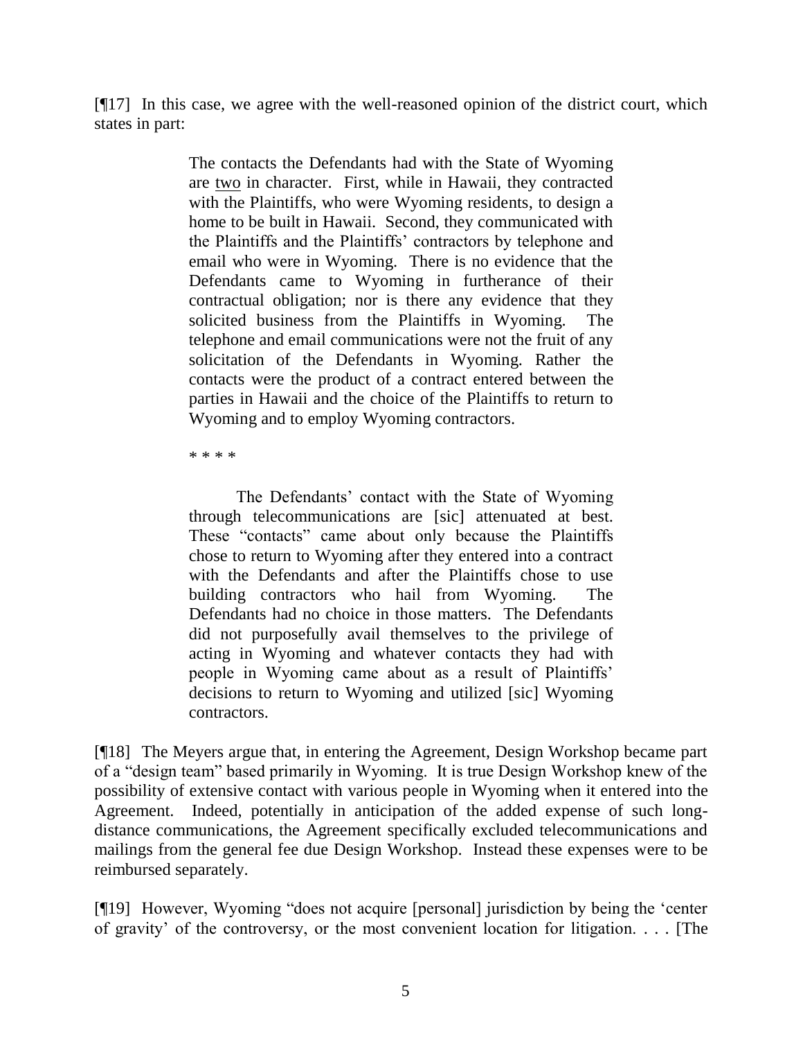[¶17] In this case, we agree with the well-reasoned opinion of the district court, which states in part:

> The contacts the Defendants had with the State of Wyoming are two in character. First, while in Hawaii, they contracted with the Plaintiffs, who were Wyoming residents, to design a home to be built in Hawaii. Second, they communicated with the Plaintiffs and the Plaintiffs' contractors by telephone and email who were in Wyoming. There is no evidence that the Defendants came to Wyoming in furtherance of their contractual obligation; nor is there any evidence that they solicited business from the Plaintiffs in Wyoming. The telephone and email communications were not the fruit of any solicitation of the Defendants in Wyoming. Rather the contacts were the product of a contract entered between the parties in Hawaii and the choice of the Plaintiffs to return to Wyoming and to employ Wyoming contractors.
>
> * * * *
>
> The Defendants' contact with the State of Wyoming through telecommunications are [sic] attenuated at best. These "contacts" came about only because the Plaintiffs chose to return to Wyoming after they entered into a contract with the Defendants and after the Plaintiffs chose to use building contractors who hail from Wyoming. The Defendants had no choice in those matters. The Defendants did not purposefully avail themselves to the privilege of acting in Wyoming and whatever contacts they had with people in Wyoming came about as a result of Plaintiffs' decisions to return to Wyoming and utilized [sic] Wyoming contractors.

[¶18] The Meyers argue that, in entering the Agreement, Design Workshop became part of a "design team" based primarily in Wyoming. It is true Design Workshop knew of the possibility of extensive contact with various people in Wyoming when it entered into the Agreement. Indeed, potentially in anticipation of the added expense of such long-distance communications, the Agreement specifically excluded telecommunications and mailings from the general fee due Design Workshop. Instead these expenses were to be reimbursed separately.

[¶19] However, Wyoming "does not acquire [personal] jurisdiction by being the 'center of gravity' of the controversy, or the most convenient location for litigation. . . . [The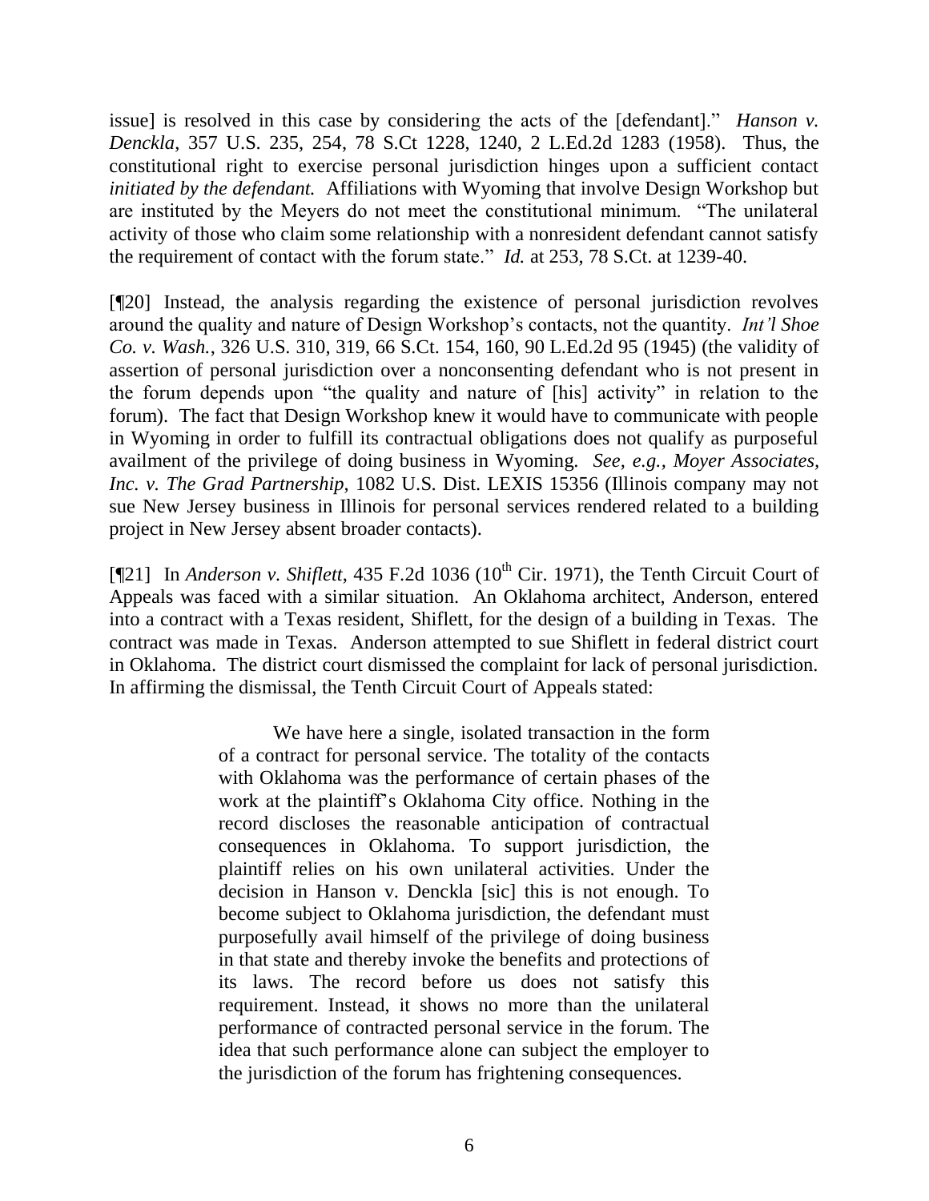issue] is resolved in this case by considering the acts of the [defendant]." *Hanson v. Denckla*, 357 U.S. 235, 254, 78 S.Ct 1228, 1240, 2 L.Ed.2d 1283 (1958). Thus, the constitutional right to exercise personal jurisdiction hinges upon a sufficient contact *initiated by the defendant.* Affiliations with Wyoming that involve Design Workshop but are instituted by the Meyers do not meet the constitutional minimum. "The unilateral activity of those who claim some relationship with a nonresident defendant cannot satisfy the requirement of contact with the forum state." *Id.* at 253, 78 S.Ct. at 1239-40.

[¶20] Instead, the analysis regarding the existence of personal jurisdiction revolves around the quality and nature of Design Workshop's contacts, not the quantity. *Int'l Shoe Co. v. Wash.*, 326 U.S. 310, 319, 66 S.Ct. 154, 160, 90 L.Ed.2d 95 (1945) (the validity of assertion of personal jurisdiction over a nonconsenting defendant who is not present in the forum depends upon "the quality and nature of [his] activity" in relation to the forum). The fact that Design Workshop knew it would have to communicate with people in Wyoming in order to fulfill its contractual obligations does not qualify as purposeful availment of the privilege of doing business in Wyoming. *See, e.g., Moyer Associates, Inc. v. The Grad Partnership*, 1082 U.S. Dist. LEXIS 15356 (Illinois company may not sue New Jersey business in Illinois for personal services rendered related to a building project in New Jersey absent broader contacts).

[¶21] In *Anderson v. Shiflett*, 435 F.2d 1036 (10th Cir. 1971), the Tenth Circuit Court of Appeals was faced with a similar situation. An Oklahoma architect, Anderson, entered into a contract with a Texas resident, Shiflett, for the design of a building in Texas. The contract was made in Texas. Anderson attempted to sue Shiflett in federal district court in Oklahoma. The district court dismissed the complaint for lack of personal jurisdiction. In affirming the dismissal, the Tenth Circuit Court of Appeals stated:

> We have here a single, isolated transaction in the form of a contract for personal service. The totality of the contacts with Oklahoma was the performance of certain phases of the work at the plaintiff's Oklahoma City office. Nothing in the record discloses the reasonable anticipation of contractual consequences in Oklahoma. To support jurisdiction, the plaintiff relies on his own unilateral activities. Under the decision in Hanson v. Denckla [sic] this is not enough. To become subject to Oklahoma jurisdiction, the defendant must purposefully avail himself of the privilege of doing business in that state and thereby invoke the benefits and protections of its laws. The record before us does not satisfy this requirement. Instead, it shows no more than the unilateral performance of contracted personal service in the forum. The idea that such performance alone can subject the employer to the jurisdiction of the forum has frightening consequences.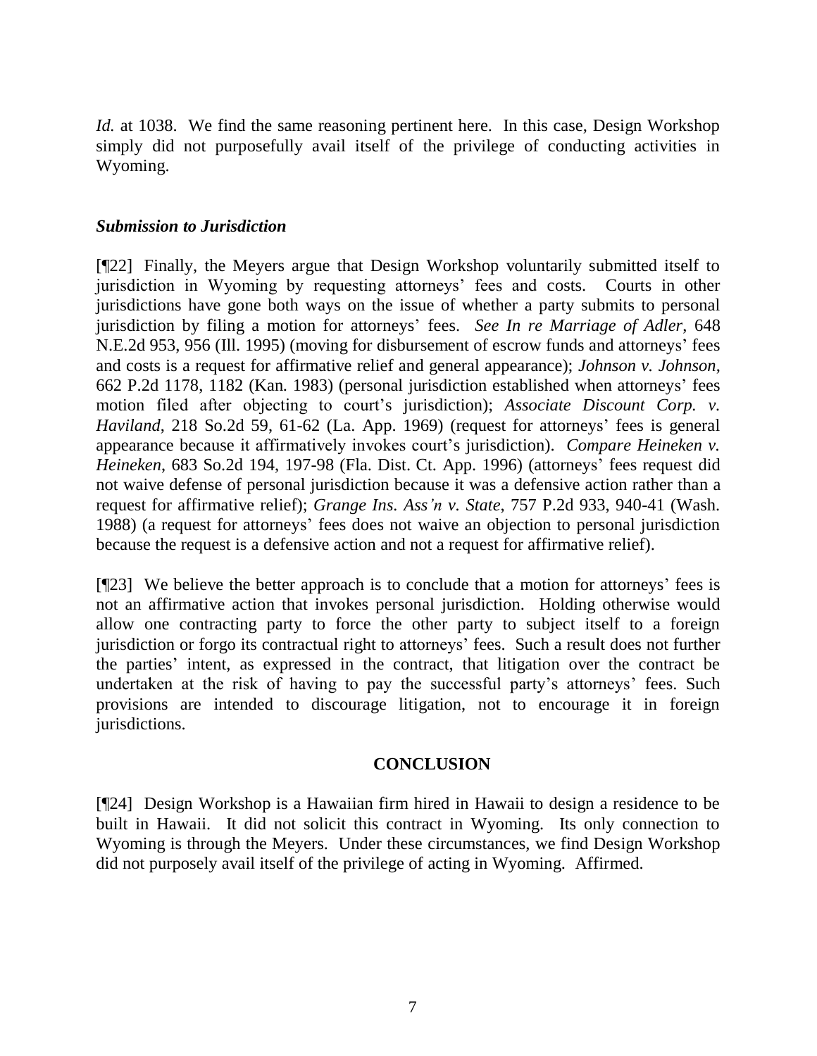*Id.* at 1038. We find the same reasoning pertinent here. In this case, Design Workshop simply did not purposefully avail itself of the privilege of conducting activities in Wyoming.

### *Submission to Jurisdiction*

[¶22] Finally, the Meyers argue that Design Workshop voluntarily submitted itself to jurisdiction in Wyoming by requesting attorneys' fees and costs. Courts in other jurisdictions have gone both ways on the issue of whether a party submits to personal jurisdiction by filing a motion for attorneys' fees. *See In re Marriage of Adler*, 648 N.E.2d 953, 956 (Ill. 1995) (moving for disbursement of escrow funds and attorneys' fees and costs is a request for affirmative relief and general appearance); *Johnson v. Johnson*, 662 P.2d 1178, 1182 (Kan. 1983) (personal jurisdiction established when attorneys' fees motion filed after objecting to court's jurisdiction); *Associate Discount Corp. v. Haviland*, 218 So.2d 59, 61-62 (La. App. 1969) (request for attorneys' fees is general appearance because it affirmatively invokes court's jurisdiction). *Compare Heineken v. Heineken*, 683 So.2d 194, 197-98 (Fla. Dist. Ct. App. 1996) (attorneys' fees request did not waive defense of personal jurisdiction because it was a defensive action rather than a request for affirmative relief); *Grange Ins. Ass'n v. State*, 757 P.2d 933, 940-41 (Wash. 1988) (a request for attorneys' fees does not waive an objection to personal jurisdiction because the request is a defensive action and not a request for affirmative relief).

[¶23] We believe the better approach is to conclude that a motion for attorneys' fees is not an affirmative action that invokes personal jurisdiction. Holding otherwise would allow one contracting party to force the other party to subject itself to a foreign jurisdiction or forgo its contractual right to attorneys' fees. Such a result does not further the parties' intent, as expressed in the contract, that litigation over the contract be undertaken at the risk of having to pay the successful party's attorneys' fees. Such provisions are intended to discourage litigation, not to encourage it in foreign jurisdictions.

## CONCLUSION

[¶24] Design Workshop is a Hawaiian firm hired in Hawaii to design a residence to be built in Hawaii. It did not solicit this contract in Wyoming. Its only connection to Wyoming is through the Meyers. Under these circumstances, we find Design Workshop did not purposely avail itself of the privilege of acting in Wyoming. Affirmed.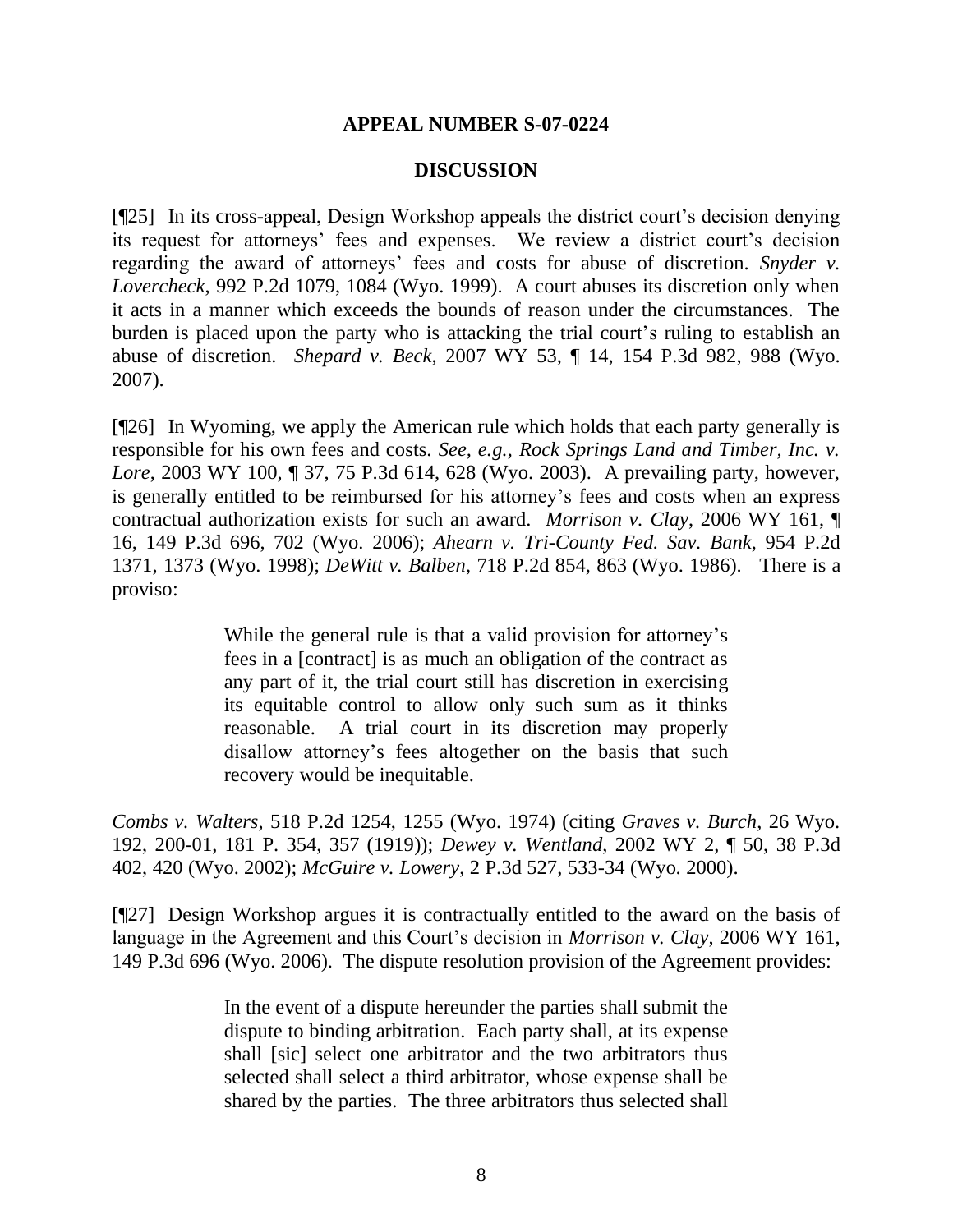**APPEAL NUMBER S-07-0224**

**DISCUSSION**

[¶25] In its cross-appeal, Design Workshop appeals the district court's decision denying its request for attorneys' fees and expenses. We review a district court's decision regarding the award of attorneys' fees and costs for abuse of discretion. *Snyder v. Lovercheck*, 992 P.2d 1079, 1084 (Wyo. 1999). A court abuses its discretion only when it acts in a manner which exceeds the bounds of reason under the circumstances. The burden is placed upon the party who is attacking the trial court's ruling to establish an abuse of discretion. *Shepard v. Beck*, 2007 WY 53, ¶ 14, 154 P.3d 982, 988 (Wyo. 2007).

[¶26] In Wyoming, we apply the American rule which holds that each party generally is responsible for his own fees and costs. *See, e.g., Rock Springs Land and Timber, Inc. v. Lore*, 2003 WY 100, ¶ 37, 75 P.3d 614, 628 (Wyo. 2003). A prevailing party, however, is generally entitled to be reimbursed for his attorney's fees and costs when an express contractual authorization exists for such an award. *Morrison v. Clay*, 2006 WY 161, ¶ 16, 149 P.3d 696, 702 (Wyo. 2006); *Ahearn v. Tri-County Fed. Sav. Bank*, 954 P.2d 1371, 1373 (Wyo. 1998); *DeWitt v. Balben*, 718 P.2d 854, 863 (Wyo. 1986). There is a proviso:

> While the general rule is that a valid provision for attorney's fees in a [contract] is as much an obligation of the contract as any part of it, the trial court still has discretion in exercising its equitable control to allow only such sum as it thinks reasonable. A trial court in its discretion may properly disallow attorney's fees altogether on the basis that such recovery would be inequitable.

*Combs v. Walters*, 518 P.2d 1254, 1255 (Wyo. 1974) (citing *Graves v. Burch*, 26 Wyo. 192, 200-01, 181 P. 354, 357 (1919)); *Dewey v. Wentland*, 2002 WY 2, ¶ 50, 38 P.3d 402, 420 (Wyo. 2002); *McGuire v. Lowery*, 2 P.3d 527, 533-34 (Wyo. 2000).

[¶27] Design Workshop argues it is contractually entitled to the award on the basis of language in the Agreement and this Court's decision in *Morrison v. Clay*, 2006 WY 161, 149 P.3d 696 (Wyo. 2006). The dispute resolution provision of the Agreement provides:

> In the event of a dispute hereunder the parties shall submit the dispute to binding arbitration. Each party shall, at its expense shall [sic] select one arbitrator and the two arbitrators thus selected shall select a third arbitrator, whose expense shall be shared by the parties. The three arbitrators thus selected shall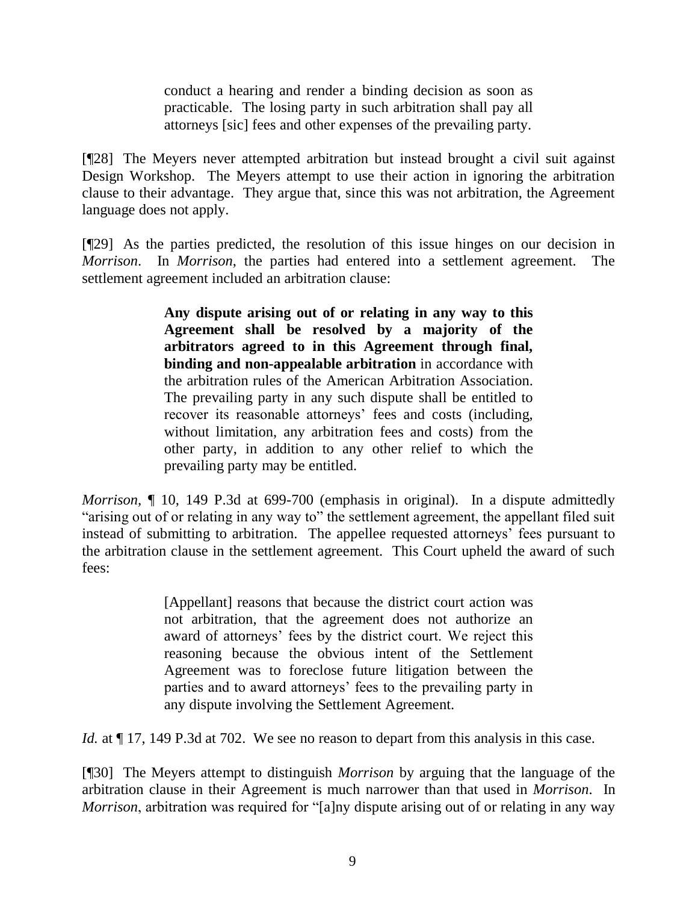> conduct a hearing and render a binding decision as soon as practicable. The losing party in such arbitration shall pay all attorneys [sic] fees and other expenses of the prevailing party.

[¶28] The Meyers never attempted arbitration but instead brought a civil suit against Design Workshop. The Meyers attempt to use their action in ignoring the arbitration clause to their advantage. They argue that, since this was not arbitration, the Agreement language does not apply.

[¶29] As the parties predicted, the resolution of this issue hinges on our decision in *Morrison*. In *Morrison*, the parties had entered into a settlement agreement. The settlement agreement included an arbitration clause:

> **Any dispute arising out of or relating in any way to this Agreement shall be resolved by a majority of the arbitrators agreed to in this Agreement through final, binding and non-appealable arbitration** in accordance with the arbitration rules of the American Arbitration Association. The prevailing party in any such dispute shall be entitled to recover its reasonable attorneys' fees and costs (including, without limitation, any arbitration fees and costs) from the other party, in addition to any other relief to which the prevailing party may be entitled.

*Morrison*, ¶ 10, 149 P.3d at 699-700 (emphasis in original). In a dispute admittedly "arising out of or relating in any way to" the settlement agreement, the appellant filed suit instead of submitting to arbitration. The appellee requested attorneys' fees pursuant to the arbitration clause in the settlement agreement. This Court upheld the award of such fees:

> [Appellant] reasons that because the district court action was not arbitration, that the agreement does not authorize an award of attorneys' fees by the district court. We reject this reasoning because the obvious intent of the Settlement Agreement was to foreclose future litigation between the parties and to award attorneys' fees to the prevailing party in any dispute involving the Settlement Agreement.

*Id.* at ¶ 17, 149 P.3d at 702. We see no reason to depart from this analysis in this case.

[¶30] The Meyers attempt to distinguish *Morrison* by arguing that the language of the arbitration clause in their Agreement is much narrower than that used in *Morrison*. In *Morrison*, arbitration was required for "[a]ny dispute arising out of or relating in any way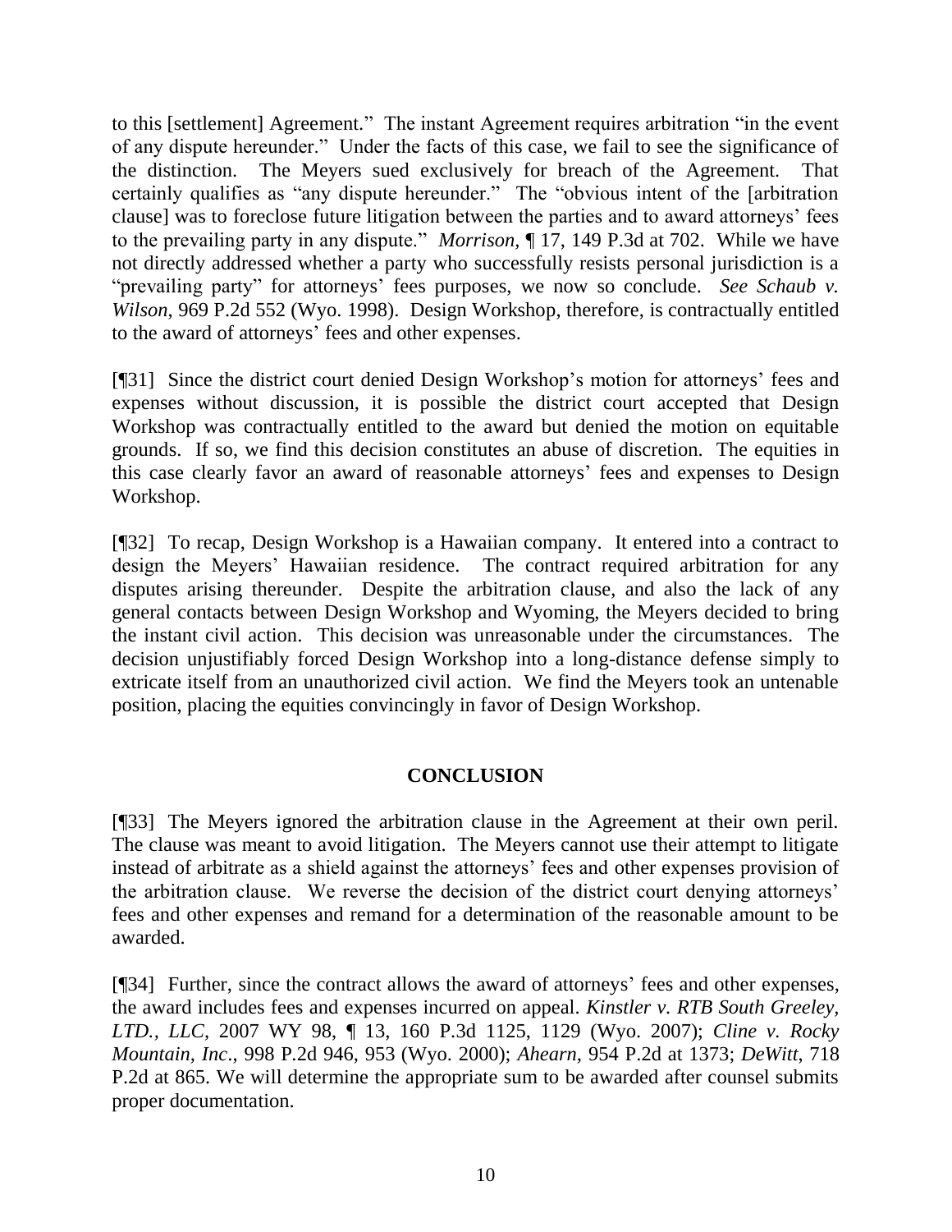to this [settlement] Agreement." The instant Agreement requires arbitration "in the event of any dispute hereunder." Under the facts of this case, we fail to see the significance of the distinction. The Meyers sued exclusively for breach of the Agreement. That certainly qualifies as "any dispute hereunder." The "obvious intent of the [arbitration clause] was to foreclose future litigation between the parties and to award attorneys' fees to the prevailing party in any dispute." *Morrison*, ¶ 17, 149 P.3d at 702. While we have not directly addressed whether a party who successfully resists personal jurisdiction is a "prevailing party" for attorneys' fees purposes, we now so conclude. *See Schaub v. Wilson*, 969 P.2d 552 (Wyo. 1998). Design Workshop, therefore, is contractually entitled to the award of attorneys' fees and other expenses.

[¶31] Since the district court denied Design Workshop's motion for attorneys' fees and expenses without discussion, it is possible the district court accepted that Design Workshop was contractually entitled to the award but denied the motion on equitable grounds. If so, we find this decision constitutes an abuse of discretion. The equities in this case clearly favor an award of reasonable attorneys' fees and expenses to Design Workshop.

[¶32] To recap, Design Workshop is a Hawaiian company. It entered into a contract to design the Meyers' Hawaiian residence. The contract required arbitration for any disputes arising thereunder. Despite the arbitration clause, and also the lack of any general contacts between Design Workshop and Wyoming, the Meyers decided to bring the instant civil action. This decision was unreasonable under the circumstances. The decision unjustifiably forced Design Workshop into a long-distance defense simply to extricate itself from an unauthorized civil action. We find the Meyers took an untenable position, placing the equities convincingly in favor of Design Workshop.

## CONCLUSION

[¶33] The Meyers ignored the arbitration clause in the Agreement at their own peril. The clause was meant to avoid litigation. The Meyers cannot use their attempt to litigate instead of arbitrate as a shield against the attorneys' fees and other expenses provision of the arbitration clause. We reverse the decision of the district court denying attorneys' fees and other expenses and remand for a determination of the reasonable amount to be awarded.

[¶34] Further, since the contract allows the award of attorneys' fees and other expenses, the award includes fees and expenses incurred on appeal. *Kinstler v. RTB South Greeley, LTD., LLC*, 2007 WY 98, ¶ 13, 160 P.3d 1125, 1129 (Wyo. 2007); *Cline v. Rocky Mountain, Inc*., 998 P.2d 946, 953 (Wyo. 2000); *Ahearn*, 954 P.2d at 1373; *DeWitt*, 718 P.2d at 865. We will determine the appropriate sum to be awarded after counsel submits proper documentation.